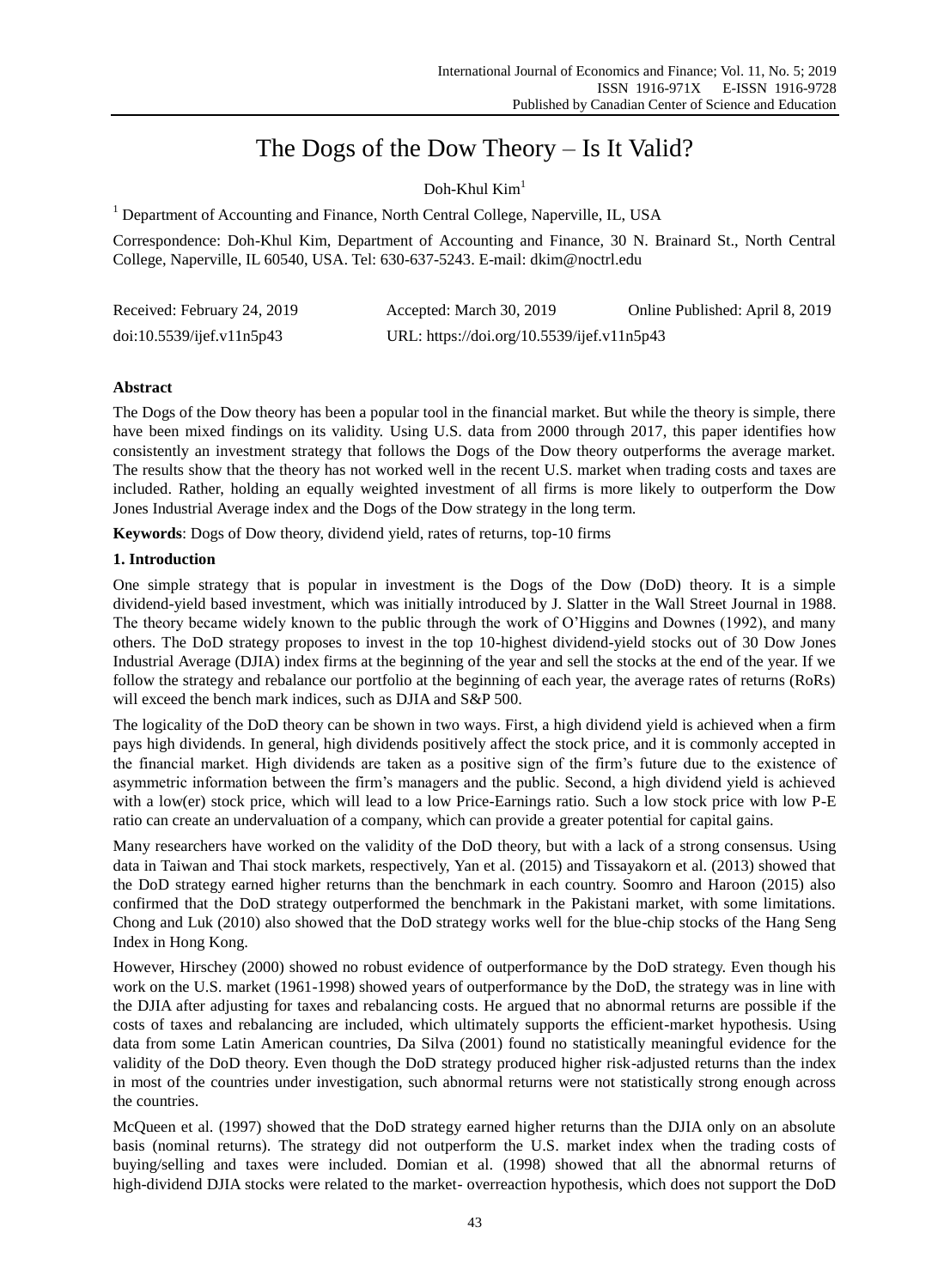# The Dogs of the Dow Theory – Is It Valid?

Doh-Khul Kim[1]

[1] Department of Accounting and Finance, North Central College, Naperville, IL, USA

Correspondence: Doh-Khul Kim, Department of Accounting and Finance, 30 N. Brainard St., North Central College, Naperville, IL 60540, USA. Tel: 630-637-5243. E-mail: dkim@noctrl.edu

Received: February 24, 2019 Accepted: March 30, 2019 Online Published: April 8, 2019

doi:10.5539/ijef.v11n5p43 URL: https://doi.org/10.5539/ijef.v11n5p43

## Abstract

The Dogs of the Dow theory has been a popular tool in the financial market. But while the theory is simple, there have been mixed findings on its validity. Using U.S. data from 2000 through 2017, this paper identifies how consistently an investment strategy that follows the Dogs of the Dow theory outperforms the average market. The results show that the theory has not worked well in the recent U.S. market when trading costs and taxes are included. Rather, holding an equally weighted investment of all firms is more likely to outperform the Dow Jones Industrial Average index and the Dogs of the Dow strategy in the long term.

**Keywords**: Dogs of Dow theory, dividend yield, rates of returns, top-10 firms

## 1. Introduction

One simple strategy that is popular in investment is the Dogs of the Dow (DoD) theory. It is a simple dividend-yield based investment, which was initially introduced by J. Slatter in the Wall Street Journal in 1988. The theory became widely known to the public through the work of O'Higgins and Downes (1992), and many others. The DoD strategy proposes to invest in the top 10-highest dividend-yield stocks out of 30 Dow Jones Industrial Average (DJIA) index firms at the beginning of the year and sell the stocks at the end of the year. If we follow the strategy and rebalance our portfolio at the beginning of each year, the average rates of returns (RoRs) will exceed the bench mark indices, such as DJIA and S&P 500.

The logicality of the DoD theory can be shown in two ways. First, a high dividend yield is achieved when a firm pays high dividends. In general, high dividends positively affect the stock price, and it is commonly accepted in the financial market. High dividends are taken as a positive sign of the firm's future due to the existence of asymmetric information between the firm's managers and the public. Second, a high dividend yield is achieved with a low(er) stock price, which will lead to a low Price-Earnings ratio. Such a low stock price with low P-E ratio can create an undervaluation of a company, which can provide a greater potential for capital gains.

Many researchers have worked on the validity of the DoD theory, but with a lack of a strong consensus. Using data in Taiwan and Thai stock markets, respectively, Yan et al. (2015) and Tissayakorn et al. (2013) showed that the DoD strategy earned higher returns than the benchmark in each country. Soomro and Haroon (2015) also confirmed that the DoD strategy outperformed the benchmark in the Pakistani market, with some limitations. Chong and Luk (2010) also showed that the DoD strategy works well for the blue-chip stocks of the Hang Seng Index in Hong Kong.

However, Hirschey (2000) showed no robust evidence of outperformance by the DoD strategy. Even though his work on the U.S. market (1961-1998) showed years of outperformance by the DoD, the strategy was in line with the DJIA after adjusting for taxes and rebalancing costs. He argued that no abnormal returns are possible if the costs of taxes and rebalancing are included, which ultimately supports the efficient-market hypothesis. Using data from some Latin American countries, Da Silva (2001) found no statistically meaningful evidence for the validity of the DoD theory. Even though the DoD strategy produced higher risk-adjusted returns than the index in most of the countries under investigation, such abnormal returns were not statistically strong enough across the countries.

McQueen et al. (1997) showed that the DoD strategy earned higher returns than the DJIA only on an absolute basis (nominal returns). The strategy did not outperform the U.S. market index when the trading costs of buying/selling and taxes were included. Domian et al. (1998) showed that all the abnormal returns of high-dividend DJIA stocks were related to the market- overreaction hypothesis, which does not support the DoD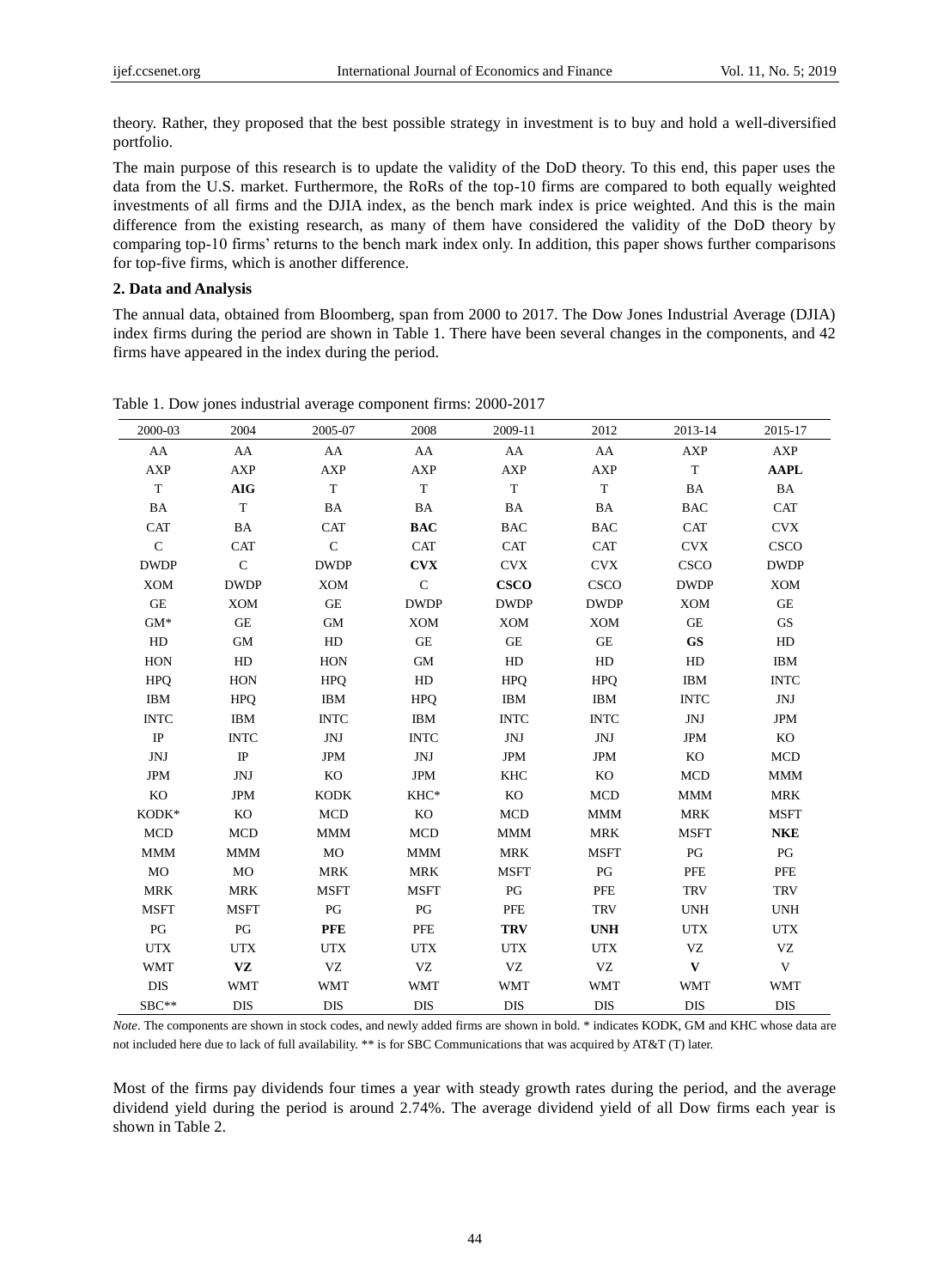theory. Rather, they proposed that the best possible strategy in investment is to buy and hold a well-diversified portfolio.

The main purpose of this research is to update the validity of the DoD theory. To this end, this paper uses the data from the U.S. market. Furthermore, the RoRs of the top-10 firms are compared to both equally weighted investments of all firms and the DJIA index, as the bench mark index is price weighted. And this is the main difference from the existing research, as many of them have considered the validity of the DoD theory by comparing top-10 firms' returns to the bench mark index only. In addition, this paper shows further comparisons for top-five firms, which is another difference.

## 2. Data and Analysis

The annual data, obtained from Bloomberg, span from 2000 to 2017. The Dow Jones Industrial Average (DJIA) index firms during the period are shown in Table 1. There have been several changes in the components, and 42 firms have appeared in the index during the period.

Table 1. Dow jones industrial average component firms: 2000-2017

| 2000-03 | 2004 | 2005-07 | 2008 | 2009-11 | 2012 | 2013-14 | 2015-17 |
|---|---|---|---|---|---|---|---|
| AA | AA | AA | AA | AA | AA | AXP | AXP |
| AXP | AXP | AXP | AXP | AXP | AXP | T | **AAPL** |
| T | **AIG** | T | T | T | T | BA | BA |
| BA | T | BA | BA | BA | BA | BAC | CAT |
| CAT | BA | CAT | **BAC** | BAC | BAC | CAT | CVX |
| C | CAT | C | CAT | CAT | CAT | CVX | CSCO |
| DWDP | C | DWDP | **CVX** | CVX | CVX | CSCO | DWDP |
| XOM | DWDP | XOM | C | **CSCO** | CSCO | DWDP | XOM |
| GE | XOM | GE | DWDP | DWDP | DWDP | XOM | GE |
| GM* | GE | GM | XOM | XOM | XOM | GE | GS |
| HD | GM | HD | GE | GE | GE | **GS** | HD |
| HON | HD | HON | GM | HD | HD | HD | IBM |
| HPQ | HON | HPQ | HD | HPQ | HPQ | IBM | INTC |
| IBM | HPQ | IBM | HPQ | IBM | IBM | INTC | JNJ |
| INTC | IBM | INTC | IBM | INTC | INTC | JNJ | JPM |
| IP | INTC | JNJ | INTC | JNJ | JNJ | JPM | KO |
| JNJ | IP | JPM | JNJ | JPM | JPM | KO | MCD |
| JPM | JNJ | KO | JPM | KHC | KO | MCD | MMM |
| KO | JPM | KODK | KHC* | KO | MCD | MMM | MRK |
| KODK* | KO | MCD | KO | MCD | MMM | MRK | MSFT |
| MCD | MCD | MMM | MCD | MMM | MRK | MSFT | **NKE** |
| MMM | MMM | MO | MMM | MRK | MSFT | PG | PG |
| MO | MO | MRK | MRK | MSFT | PG | PFE | PFE |
| MRK | MRK | MSFT | MSFT | PG | PFE | TRV | TRV |
| MSFT | MSFT | PG | PG | PFE | TRV | UNH | UNH |
| PG | PG | **PFE** | PFE | **TRV** | **UNH** | UTX | UTX |
| UTX | UTX | UTX | UTX | UTX | UTX | VZ | VZ |
| WMT | **VZ** | VZ | VZ | VZ | VZ | **V** | V |
| DIS | WMT | WMT | WMT | WMT | WMT | WMT | WMT |
| SBC** | DIS | DIS | DIS | DIS | DIS | DIS | DIS |

*Note*. The components are shown in stock codes, and newly added firms are shown in bold. * indicates KODK, GM and KHC whose data are not included here due to lack of full availability. ** is for SBC Communications that was acquired by AT&T (T) later.

Most of the firms pay dividends four times a year with steady growth rates during the period, and the average dividend yield during the period is around 2.74%. The average dividend yield of all Dow firms each year is shown in Table 2.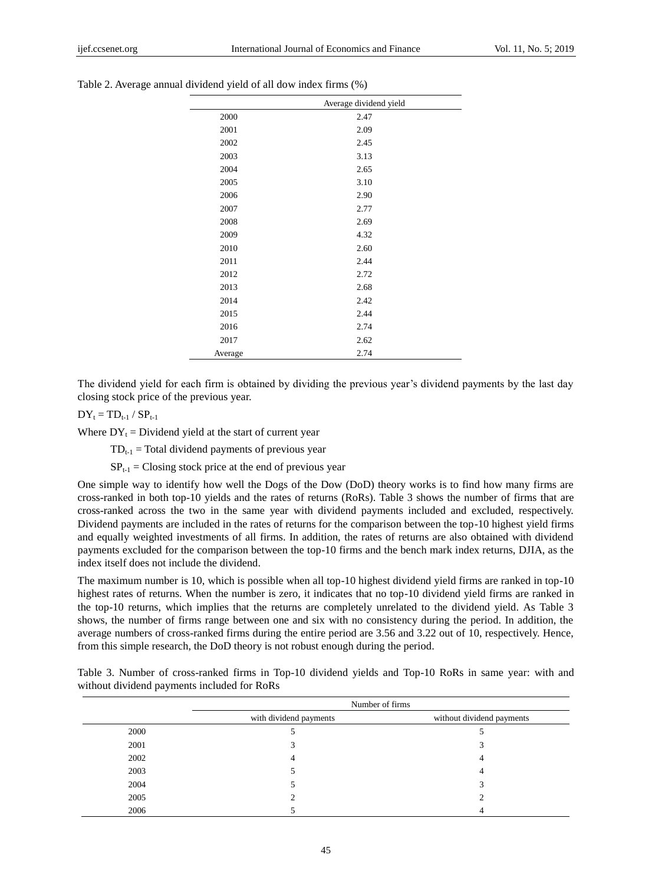Table 2. Average annual dividend yield of all dow index firms (%)

| | Average dividend yield |
|---|---|
| 2000 | 2.47 |
| 2001 | 2.09 |
| 2002 | 2.45 |
| 2003 | 3.13 |
| 2004 | 2.65 |
| 2005 | 3.10 |
| 2006 | 2.90 |
| 2007 | 2.77 |
| 2008 | 2.69 |
| 2009 | 4.32 |
| 2010 | 2.60 |
| 2011 | 2.44 |
| 2012 | 2.72 |
| 2013 | 2.68 |
| 2014 | 2.42 |
| 2015 | 2.44 |
| 2016 | 2.74 |
| 2017 | 2.62 |
| Average | 2.74 |

The dividend yield for each firm is obtained by dividing the previous year's dividend payments by the last day closing stock price of the previous year.

$DY_t = TD_{t-1} / SP_{t-1}$

Where $DY_t$ = Dividend yield at the start of current year

$TD_{t-1}$ = Total dividend payments of previous year

$SP_{t-1}$ = Closing stock price at the end of previous year

One simple way to identify how well the Dogs of the Dow (DoD) theory works is to find how many firms are cross-ranked in both top-10 yields and the rates of returns (RoRs). Table 3 shows the number of firms that are cross-ranked across the two in the same year with dividend payments included and excluded, respectively. Dividend payments are included in the rates of returns for the comparison between the top-10 highest yield firms and equally weighted investments of all firms. In addition, the rates of returns are also obtained with dividend payments excluded for the comparison between the top-10 firms and the bench mark index returns, DJIA, as the index itself does not include the dividend.

The maximum number is 10, which is possible when all top-10 highest dividend yield firms are ranked in top-10 highest rates of returns. When the number is zero, it indicates that no top-10 dividend yield firms are ranked in the top-10 returns, which implies that the returns are completely unrelated to the dividend yield. As Table 3 shows, the number of firms range between one and six with no consistency during the period. In addition, the average numbers of cross-ranked firms during the entire period are 3.56 and 3.22 out of 10, respectively. Hence, from this simple research, the DoD theory is not robust enough during the period.

Table 3. Number of cross-ranked firms in Top-10 dividend yields and Top-10 RoRs in same year: with and without dividend payments included for RoRs

| | Number of firms | |
|---|---|---|
| | with dividend payments | without dividend payments |
| 2000 | 5 | 5 |
| 2001 | 3 | 3 |
| 2002 | 4 | 4 |
| 2003 | 5 | 4 |
| 2004 | 5 | 3 |
| 2005 | 2 | 2 |
| 2006 | 5 | 4 |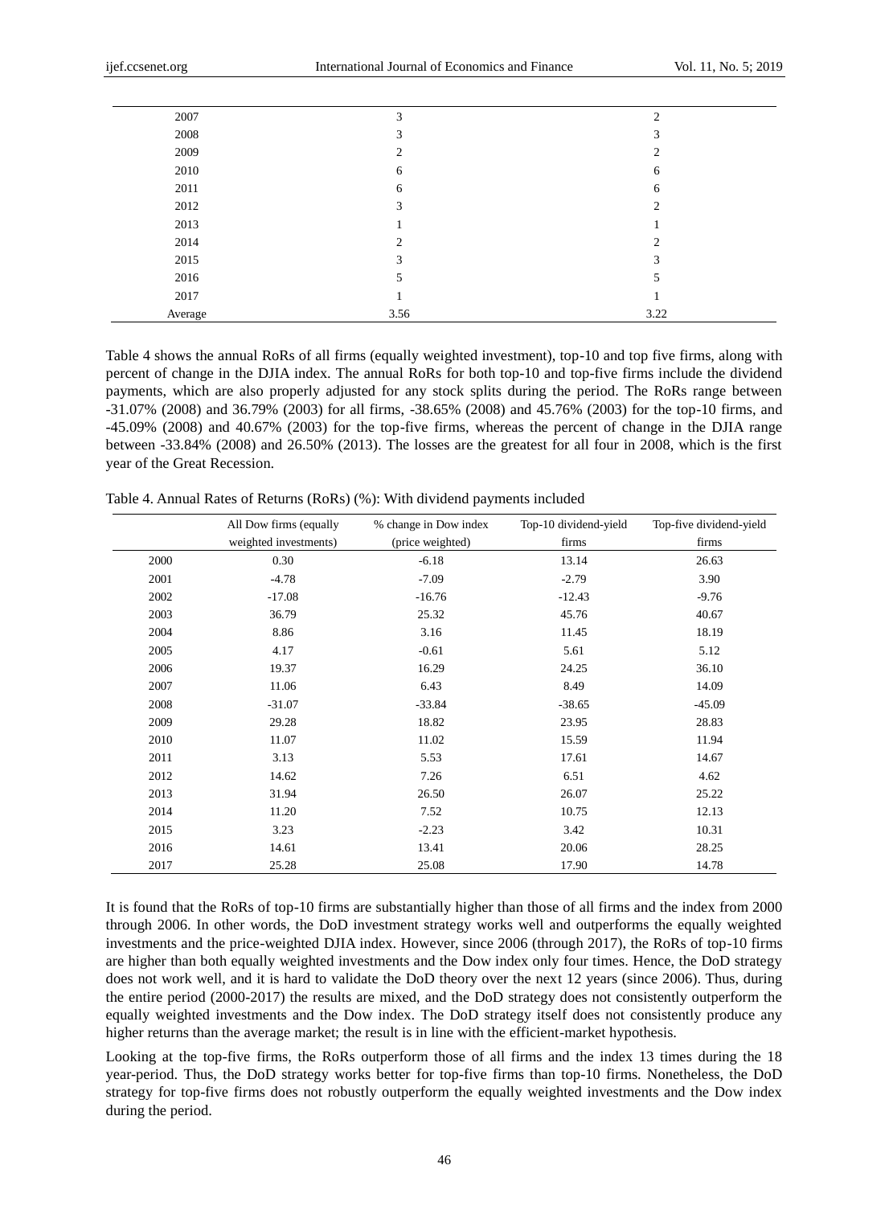| | | |
|---|---|---|
| 2007 | 3 | 2 |
| 2008 | 3 | 3 |
| 2009 | 2 | 2 |
| 2010 | 6 | 6 |
| 2011 | 6 | 6 |
| 2012 | 3 | 2 |
| 2013 | 1 | 1 |
| 2014 | 2 | 2 |
| 2015 | 3 | 3 |
| 2016 | 5 | 5 |
| 2017 | 1 | 1 |
| Average | 3.56 | 3.22 |

Table 4 shows the annual RoRs of all firms (equally weighted investment), top-10 and top five firms, along with percent of change in the DJIA index. The annual RoRs for both top-10 and top-five firms include the dividend payments, which are also properly adjusted for any stock splits during the period. The RoRs range between -31.07% (2008) and 36.79% (2003) for all firms, -38.65% (2008) and 45.76% (2003) for the top-10 firms, and -45.09% (2008) and 40.67% (2003) for the top-five firms, whereas the percent of change in the DJIA range between -33.84% (2008) and 26.50% (2013). The losses are the greatest for all four in 2008, which is the first year of the Great Recession.

Table 4. Annual Rates of Returns (RoRs) (%): With dividend payments included

| | All Dow firms (equally weighted investments) | % change in Dow index (price weighted) | Top-10 dividend-yield firms | Top-five dividend-yield firms |
|---|---|---|---|---|
| 2000 | 0.30 | -6.18 | 13.14 | 26.63 |
| 2001 | -4.78 | -7.09 | -2.79 | 3.90 |
| 2002 | -17.08 | -16.76 | -12.43 | -9.76 |
| 2003 | 36.79 | 25.32 | 45.76 | 40.67 |
| 2004 | 8.86 | 3.16 | 11.45 | 18.19 |
| 2005 | 4.17 | -0.61 | 5.61 | 5.12 |
| 2006 | 19.37 | 16.29 | 24.25 | 36.10 |
| 2007 | 11.06 | 6.43 | 8.49 | 14.09 |
| 2008 | -31.07 | -33.84 | -38.65 | -45.09 |
| 2009 | 29.28 | 18.82 | 23.95 | 28.83 |
| 2010 | 11.07 | 11.02 | 15.59 | 11.94 |
| 2011 | 3.13 | 5.53 | 17.61 | 14.67 |
| 2012 | 14.62 | 7.26 | 6.51 | 4.62 |
| 2013 | 31.94 | 26.50 | 26.07 | 25.22 |
| 2014 | 11.20 | 7.52 | 10.75 | 12.13 |
| 2015 | 3.23 | -2.23 | 3.42 | 10.31 |
| 2016 | 14.61 | 13.41 | 20.06 | 28.25 |
| 2017 | 25.28 | 25.08 | 17.90 | 14.78 |

It is found that the RoRs of top-10 firms are substantially higher than those of all firms and the index from 2000 through 2006. In other words, the DoD investment strategy works well and outperforms the equally weighted investments and the price-weighted DJIA index. However, since 2006 (through 2017), the RoRs of top-10 firms are higher than both equally weighted investments and the Dow index only four times. Hence, the DoD strategy does not work well, and it is hard to validate the DoD theory over the next 12 years (since 2006). Thus, during the entire period (2000-2017) the results are mixed, and the DoD strategy does not consistently outperform the equally weighted investments and the Dow index. The DoD strategy itself does not consistently produce any higher returns than the average market; the result is in line with the efficient-market hypothesis.

Looking at the top-five firms, the RoRs outperform those of all firms and the index 13 times during the 18 year-period. Thus, the DoD strategy works better for top-five firms than top-10 firms. Nonetheless, the DoD strategy for top-five firms does not robustly outperform the equally weighted investments and the Dow index during the period.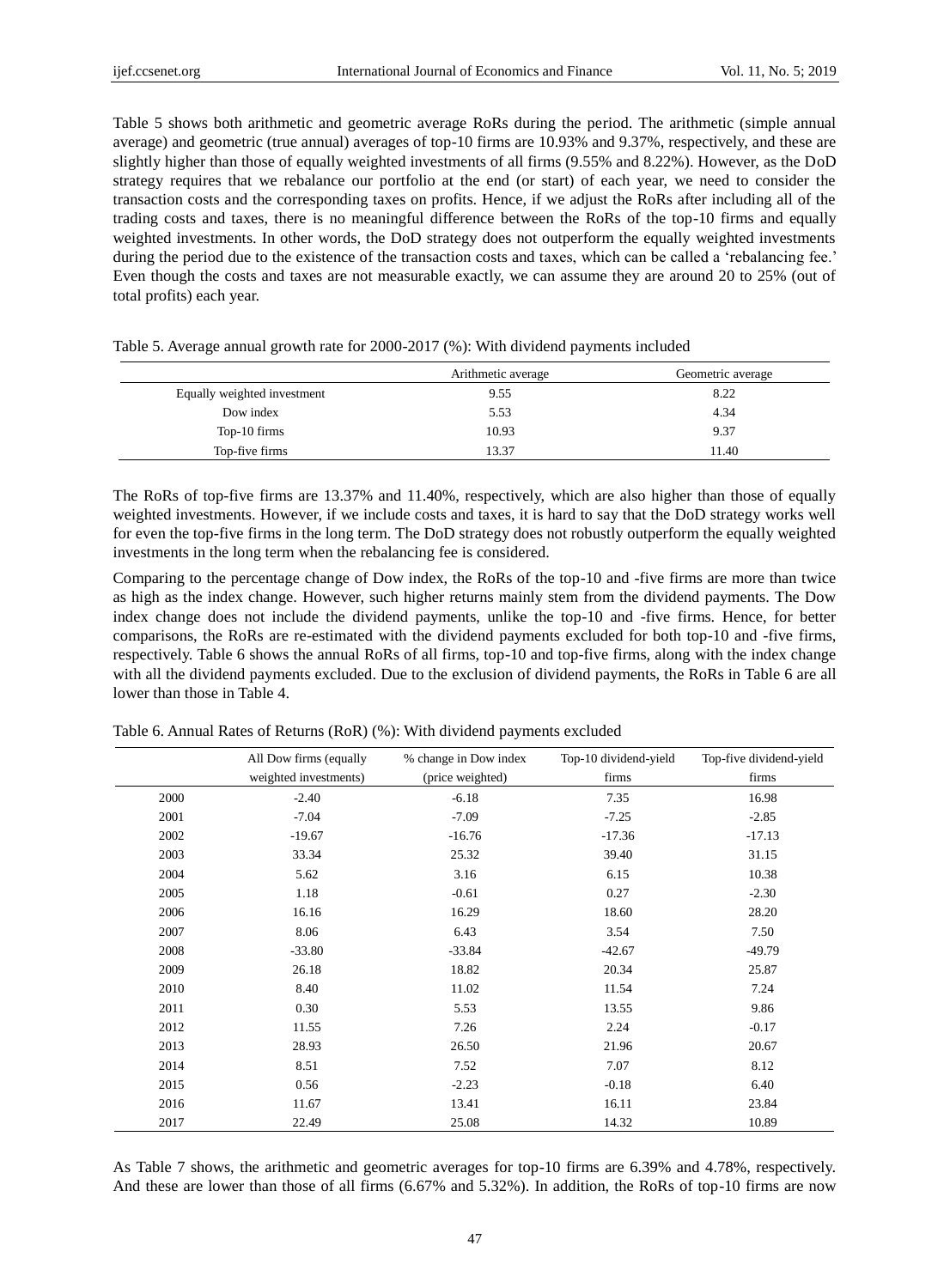Table 5 shows both arithmetic and geometric average RoRs during the period. The arithmetic (simple annual average) and geometric (true annual) averages of top-10 firms are 10.93% and 9.37%, respectively, and these are slightly higher than those of equally weighted investments of all firms (9.55% and 8.22%). However, as the DoD strategy requires that we rebalance our portfolio at the end (or start) of each year, we need to consider the transaction costs and the corresponding taxes on profits. Hence, if we adjust the RoRs after including all of the trading costs and taxes, there is no meaningful difference between the RoRs of the top-10 firms and equally weighted investments. In other words, the DoD strategy does not outperform the equally weighted investments during the period due to the existence of the transaction costs and taxes, which can be called a 'rebalancing fee.' Even though the costs and taxes are not measurable exactly, we can assume they are around 20 to 25% (out of total profits) each year.

Table 5. Average annual growth rate for 2000-2017 (%): With dividend payments included

| | Arithmetic average | Geometric average |
|---|---|---|
| Equally weighted investment | 9.55 | 8.22 |
| Dow index | 5.53 | 4.34 |
| Top-10 firms | 10.93 | 9.37 |
| Top-five firms | 13.37 | 11.40 |

The RoRs of top-five firms are 13.37% and 11.40%, respectively, which are also higher than those of equally weighted investments. However, if we include costs and taxes, it is hard to say that the DoD strategy works well for even the top-five firms in the long term. The DoD strategy does not robustly outperform the equally weighted investments in the long term when the rebalancing fee is considered.

Comparing to the percentage change of Dow index, the RoRs of the top-10 and -five firms are more than twice as high as the index change. However, such higher returns mainly stem from the dividend payments. The Dow index change does not include the dividend payments, unlike the top-10 and -five firms. Hence, for better comparisons, the RoRs are re-estimated with the dividend payments excluded for both top-10 and -five firms, respectively. Table 6 shows the annual RoRs of all firms, top-10 and top-five firms, along with the index change with all the dividend payments excluded. Due to the exclusion of dividend payments, the RoRs in Table 6 are all lower than those in Table 4.

Table 6. Annual Rates of Returns (RoR) (%): With dividend payments excluded

| | All Dow firms (equally weighted investments) | % change in Dow index (price weighted) | Top-10 dividend-yield firms | Top-five dividend-yield firms |
|---|---|---|---|---|
| 2000 | -2.40 | -6.18 | 7.35 | 16.98 |
| 2001 | -7.04 | -7.09 | -7.25 | -2.85 |
| 2002 | -19.67 | -16.76 | -17.36 | -17.13 |
| 2003 | 33.34 | 25.32 | 39.40 | 31.15 |
| 2004 | 5.62 | 3.16 | 6.15 | 10.38 |
| 2005 | 1.18 | -0.61 | 0.27 | -2.30 |
| 2006 | 16.16 | 16.29 | 18.60 | 28.20 |
| 2007 | 8.06 | 6.43 | 3.54 | 7.50 |
| 2008 | -33.80 | -33.84 | -42.67 | -49.79 |
| 2009 | 26.18 | 18.82 | 20.34 | 25.87 |
| 2010 | 8.40 | 11.02 | 11.54 | 7.24 |
| 2011 | 0.30 | 5.53 | 13.55 | 9.86 |
| 2012 | 11.55 | 7.26 | 2.24 | -0.17 |
| 2013 | 28.93 | 26.50 | 21.96 | 20.67 |
| 2014 | 8.51 | 7.52 | 7.07 | 8.12 |
| 2015 | 0.56 | -2.23 | -0.18 | 6.40 |
| 2016 | 11.67 | 13.41 | 16.11 | 23.84 |
| 2017 | 22.49 | 25.08 | 14.32 | 10.89 |

As Table 7 shows, the arithmetic and geometric averages for top-10 firms are 6.39% and 4.78%, respectively. And these are lower than those of all firms (6.67% and 5.32%). In addition, the RoRs of top-10 firms are now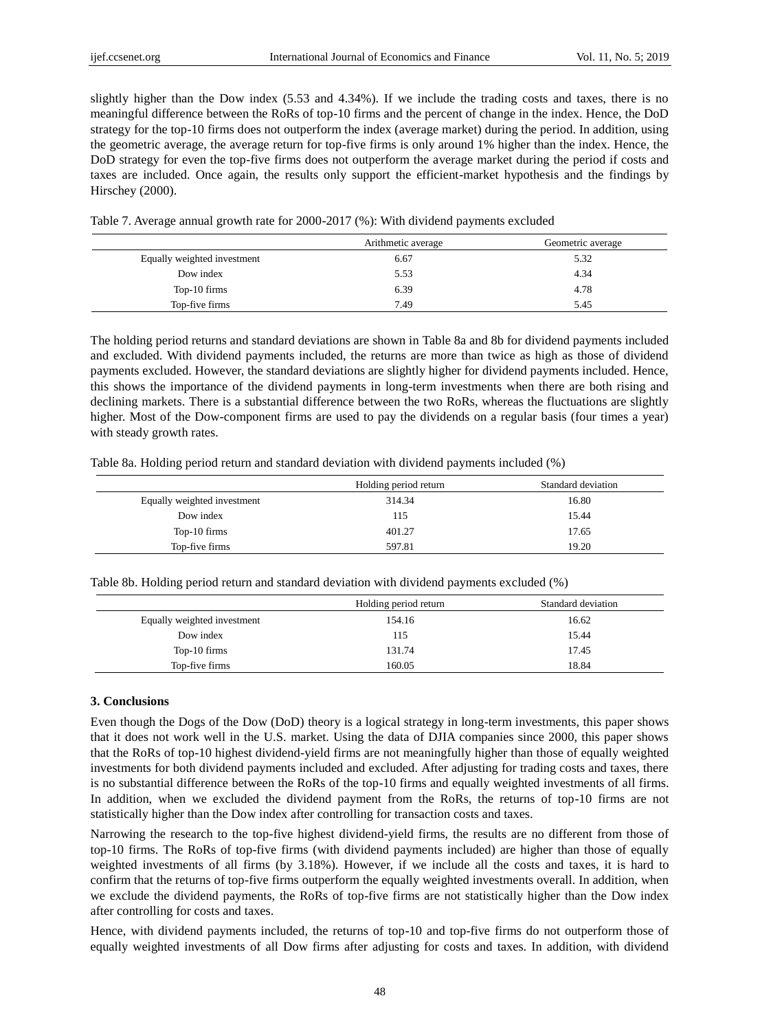slightly higher than the Dow index (5.53 and 4.34%). If we include the trading costs and taxes, there is no meaningful difference between the RoRs of top-10 firms and the percent of change in the index. Hence, the DoD strategy for the top-10 firms does not outperform the index (average market) during the period. In addition, using the geometric average, the average return for top-five firms is only around 1% higher than the index. Hence, the DoD strategy for even the top-five firms does not outperform the average market during the period if costs and taxes are included. Once again, the results only support the efficient-market hypothesis and the findings by Hirschey (2000).

Table 7. Average annual growth rate for 2000-2017 (%): With dividend payments excluded

| | Arithmetic average | Geometric average |
|---|---|---|
| Equally weighted investment | 6.67 | 5.32 |
| Dow index | 5.53 | 4.34 |
| Top-10 firms | 6.39 | 4.78 |
| Top-five firms | 7.49 | 5.45 |

The holding period returns and standard deviations are shown in Table 8a and 8b for dividend payments included and excluded. With dividend payments included, the returns are more than twice as high as those of dividend payments excluded. However, the standard deviations are slightly higher for dividend payments included. Hence, this shows the importance of the dividend payments in long-term investments when there are both rising and declining markets. There is a substantial difference between the two RoRs, whereas the fluctuations are slightly higher. Most of the Dow-component firms are used to pay the dividends on a regular basis (four times a year) with steady growth rates.

Table 8a. Holding period return and standard deviation with dividend payments included (%)

| | Holding period return | Standard deviation |
|---|---|---|
| Equally weighted investment | 314.34 | 16.80 |
| Dow index | 115 | 15.44 |
| Top-10 firms | 401.27 | 17.65 |
| Top-five firms | 597.81 | 19.20 |

Table 8b. Holding period return and standard deviation with dividend payments excluded (%)

| | Holding period return | Standard deviation |
|---|---|---|
| Equally weighted investment | 154.16 | 16.62 |
| Dow index | 115 | 15.44 |
| Top-10 firms | 131.74 | 17.45 |
| Top-five firms | 160.05 | 18.84 |

## 3. Conclusions

Even though the Dogs of the Dow (DoD) theory is a logical strategy in long-term investments, this paper shows that it does not work well in the U.S. market. Using the data of DJIA companies since 2000, this paper shows that the RoRs of top-10 highest dividend-yield firms are not meaningfully higher than those of equally weighted investments for both dividend payments included and excluded. After adjusting for trading costs and taxes, there is no substantial difference between the RoRs of the top-10 firms and equally weighted investments of all firms. In addition, when we excluded the dividend payment from the RoRs, the returns of top-10 firms are not statistically higher than the Dow index after controlling for transaction costs and taxes.

Narrowing the research to the top-five highest dividend-yield firms, the results are no different from those of top-10 firms. The RoRs of top-five firms (with dividend payments included) are higher than those of equally weighted investments of all firms (by 3.18%). However, if we include all the costs and taxes, it is hard to confirm that the returns of top-five firms outperform the equally weighted investments overall. In addition, when we exclude the dividend payments, the RoRs of top-five firms are not statistically higher than the Dow index after controlling for costs and taxes.

Hence, with dividend payments included, the returns of top-10 and top-five firms do not outperform those of equally weighted investments of all Dow firms after adjusting for costs and taxes. In addition, with dividend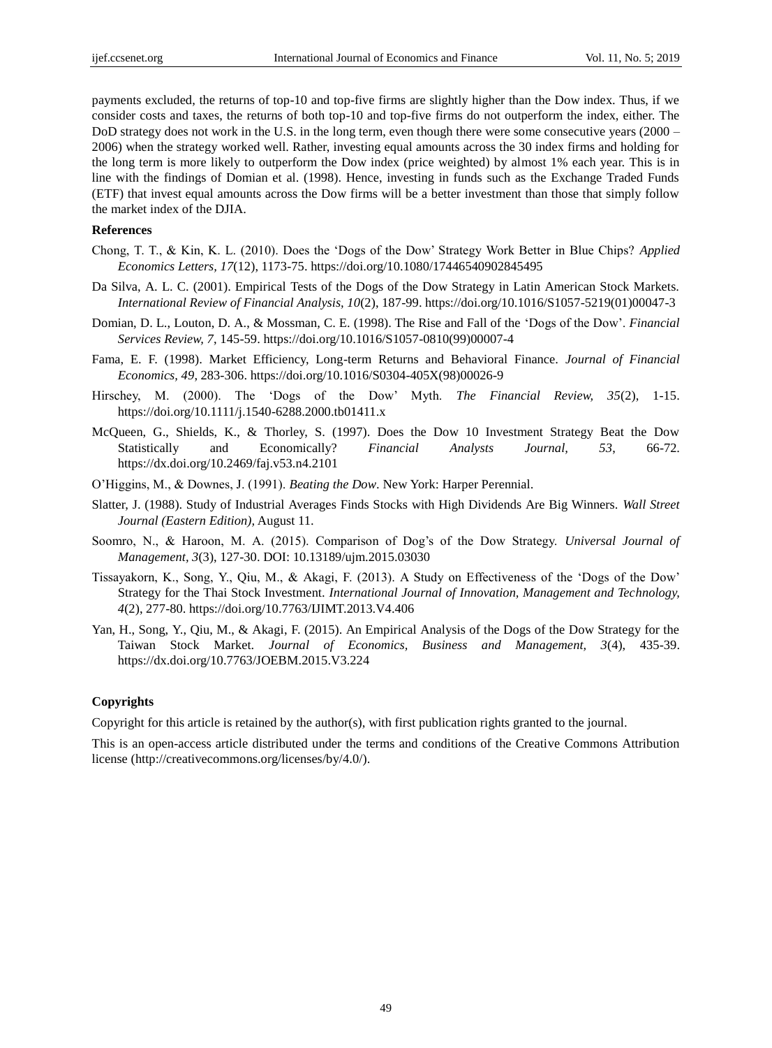payments excluded, the returns of top-10 and top-five firms are slightly higher than the Dow index. Thus, if we consider costs and taxes, the returns of both top-10 and top-five firms do not outperform the index, either. The DoD strategy does not work in the U.S. in the long term, even though there were some consecutive years (2000 – 2006) when the strategy worked well. Rather, investing equal amounts across the 30 index firms and holding for the long term is more likely to outperform the Dow index (price weighted) by almost 1% each year. This is in line with the findings of Domian et al. (1998). Hence, investing in funds such as the Exchange Traded Funds (ETF) that invest equal amounts across the Dow firms will be a better investment than those that simply follow the market index of the DJIA.

**References**

Chong, T. T., & Kin, K. L. (2010). Does the 'Dogs of the Dow' Strategy Work Better in Blue Chips? *Applied Economics Letters, 17*(12), 1173-75. https://doi.org/10.1080/17446540902845495

Da Silva, A. L. C. (2001). Empirical Tests of the Dogs of the Dow Strategy in Latin American Stock Markets. *International Review of Financial Analysis, 10*(2), 187-99. https://doi.org/10.1016/S1057-5219(01)00047-3

Domian, D. L., Louton, D. A., & Mossman, C. E. (1998). The Rise and Fall of the 'Dogs of the Dow'. *Financial Services Review, 7*, 145-59. https://doi.org/10.1016/S1057-0810(99)00007-4

Fama, E. F. (1998). Market Efficiency, Long-term Returns and Behavioral Finance. *Journal of Financial Economics, 49*, 283-306. https://doi.org/10.1016/S0304-405X(98)00026-9

Hirschey, M. (2000). The 'Dogs of the Dow' Myth. *The Financial Review, 35*(2), 1-15. https://doi.org/10.1111/j.1540-6288.2000.tb01411.x

McQueen, G., Shields, K., & Thorley, S. (1997). Does the Dow 10 Investment Strategy Beat the Dow Statistically and Economically? *Financial Analysts Journal, 53*, 66-72. https://dx.doi.org/10.2469/faj.v53.n4.2101

O'Higgins, M., & Downes, J. (1991). *Beating the Dow*. New York: Harper Perennial.

Slatter, J. (1988). Study of Industrial Averages Finds Stocks with High Dividends Are Big Winners. *Wall Street Journal (Eastern Edition)*, August 11.

Soomro, N., & Haroon, M. A. (2015). Comparison of Dog's of the Dow Strategy. *Universal Journal of Management, 3*(3), 127-30. DOI: 10.13189/ujm.2015.03030

Tissayakorn, K., Song, Y., Qiu, M., & Akagi, F. (2013). A Study on Effectiveness of the 'Dogs of the Dow' Strategy for the Thai Stock Investment. *International Journal of Innovation, Management and Technology, 4*(2), 277-80. https://doi.org/10.7763/IJIMT.2013.V4.406

Yan, H., Song, Y., Qiu, M., & Akagi, F. (2015). An Empirical Analysis of the Dogs of the Dow Strategy for the Taiwan Stock Market. *Journal of Economics, Business and Management, 3*(4), 435-39. https://dx.doi.org/10.7763/JOEBM.2015.V3.224

**Copyrights**

Copyright for this article is retained by the author(s), with first publication rights granted to the journal.

This is an open-access article distributed under the terms and conditions of the Creative Commons Attribution license (http://creativecommons.org/licenses/by/4.0/).